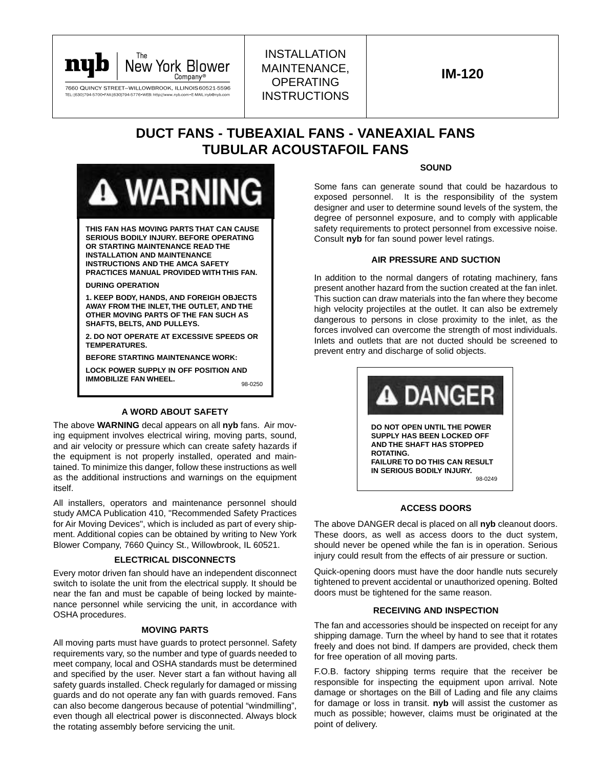**nyb** | The New York Blower Company®

7660 QUINCY STREET–WILLOWBROOK, ILLINOIS 60521-5596
TEL: (630)794-5700•FAX:(630)794-5776•WEB: http://www.nyb.com•E-MAIL:nyb@nyb.com

INSTALLATION MAINTENANCE, OPERATING INSTRUCTIONS

**IM-120**

# DUCT FANS - TUBEAXIAL FANS - VANEAXIAL FANS TUBULAR ACOUSTAFOIL FANS

**⚠ WARNING**

**THIS FAN HAS MOVING PARTS THAT CAN CAUSE SERIOUS BODILY INJURY. BEFORE OPERATING OR STARTING MAINTENANCE READ THE INSTALLATION AND MAINTENANCE INSTRUCTIONS AND THE AMCA SAFETY PRACTICES MANUAL PROVIDED WITH THIS FAN.**

**DURING OPERATION**

**1. KEEP BODY, HANDS, AND FOREIGN OBJECTS AWAY FROM THE INLET, THE OUTLET, AND THE OTHER MOVING PARTS OF THE FAN SUCH AS SHAFTS, BELTS, AND PULLEYS.**

**2. DO NOT OPERATE AT EXCESSIVE SPEEDS OR TEMPERATURES.**

**BEFORE STARTING MAINTENANCE WORK:**

**LOCK POWER SUPPLY IN OFF POSITION AND IMMOBILIZE FAN WHEEL.**

98-0250

### A WORD ABOUT SAFETY

The above **WARNING** decal appears on all **nyb** fans. Air moving equipment involves electrical wiring, moving parts, sound, and air velocity or pressure which can create safety hazards if the equipment is not properly installed, operated and maintained. To minimize this danger, follow these instructions as well as the additional instructions and warnings on the equipment itself.

All installers, operators and maintenance personnel should study AMCA Publication 410, "Recommended Safety Practices for Air Moving Devices", which is included as part of every shipment. Additional copies can be obtained by writing to New York Blower Company, 7660 Quincy St., Willowbrook, IL 60521.

### ELECTRICAL DISCONNECTS

Every motor driven fan should have an independent disconnect switch to isolate the unit from the electrical supply. It should be near the fan and must be capable of being locked by maintenance personnel while servicing the unit, in accordance with OSHA procedures.

### MOVING PARTS

All moving parts must have guards to protect personnel. Safety requirements vary, so the number and type of guards needed to meet company, local and OSHA standards must be determined and specified by the user. Never start a fan without having all safety guards installed. Check regularly for damaged or missing guards and do not operate any fan with guards removed. Fans can also become dangerous because of potential "windmilling", even though all electrical power is disconnected. Always block the rotating assembly before servicing the unit.

### SOUND

Some fans can generate sound that could be hazardous to exposed personnel. It is the responsibility of the system designer and user to determine sound levels of the system, the degree of personnel exposure, and to comply with applicable safety requirements to protect personnel from excessive noise. Consult **nyb** for fan sound power level ratings.

### AIR PRESSURE AND SUCTION

In addition to the normal dangers of rotating machinery, fans present another hazard from the suction created at the fan inlet. This suction can draw materials into the fan where they become high velocity projectiles at the outlet. It can also be extremely dangerous to persons in close proximity to the inlet, as the forces involved can overcome the strength of most individuals. Inlets and outlets that are not ducted should be screened to prevent entry and discharge of solid objects.

**⚠ DANGER**

**DO NOT OPEN UNTIL THE POWER SUPPLY HAS BEEN LOCKED OFF AND THE SHAFT HAS STOPPED ROTATING.**
**FAILURE TO DO THIS CAN RESULT IN SERIOUS BODILY INJURY.**

98-0249

### ACCESS DOORS

The above DANGER decal is placed on all **nyb** cleanout doors. These doors, as well as access doors to the duct system, should never be opened while the fan is in operation. Serious injury could result from the effects of air pressure or suction.

Quick-opening doors must have the door handle nuts securely tightened to prevent accidental or unauthorized opening. Bolted doors must be tightened for the same reason.

### RECEIVING AND INSPECTION

The fan and accessories should be inspected on receipt for any shipping damage. Turn the wheel by hand to see that it rotates freely and does not bind. If dampers are provided, check them for free operation of all moving parts.

F.O.B. factory shipping terms require that the receiver be responsible for inspecting the equipment upon arrival. Note damage or shortages on the Bill of Lading and file any claims for damage or loss in transit. **nyb** will assist the customer as much as possible; however, claims must be originated at the point of delivery.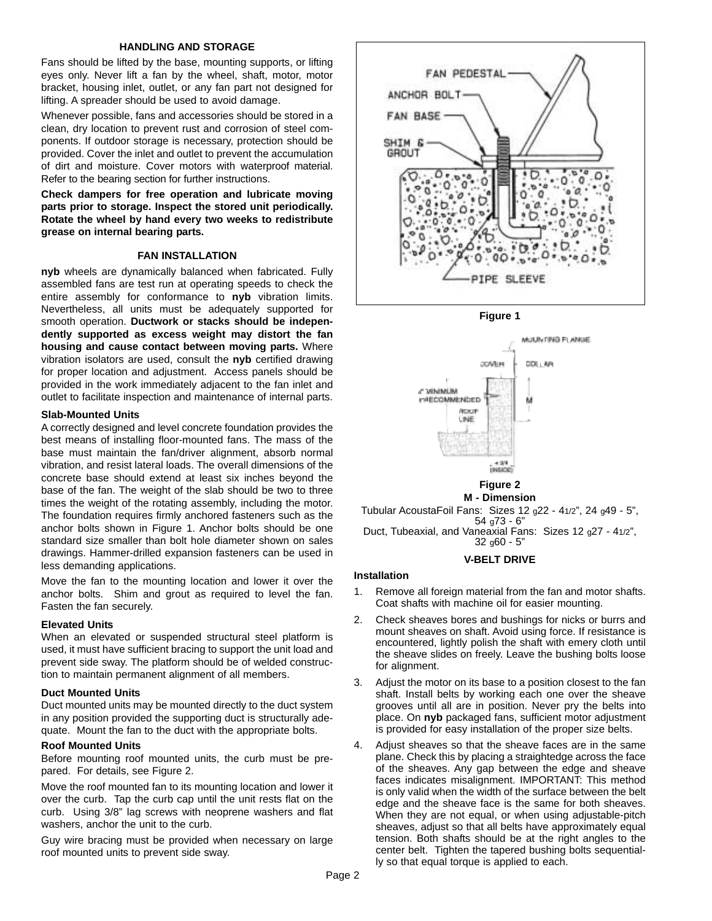### HANDLING AND STORAGE

Fans should be lifted by the base, mounting supports, or lifting eyes only. Never lift a fan by the wheel, shaft, motor, motor bracket, housing inlet, outlet, or any fan part not designed for lifting. A spreader should be used to avoid damage.

Whenever possible, fans and accessories should be stored in a clean, dry location to prevent rust and corrosion of steel components. If outdoor storage is necessary, protection should be provided. Cover the inlet and outlet to prevent the accumulation of dirt and moisture. Cover motors with waterproof material. Refer to the bearing section for further instructions.

**Check dampers for free operation and lubricate moving parts prior to storage. Inspect the stored unit periodically. Rotate the wheel by hand every two weeks to redistribute grease on internal bearing parts.**

### FAN INSTALLATION

**nyb** wheels are dynamically balanced when fabricated. Fully assembled fans are test run at operating speeds to check the entire assembly for conformance to **nyb** vibration limits. Nevertheless, all units must be adequately supported for smooth operation. **Ductwork or stacks should be independently supported as excess weight may distort the fan housing and cause contact between moving parts.** Where vibration isolators are used, consult the **nyb** certified drawing for proper location and adjustment. Access panels should be provided in the work immediately adjacent to the fan inlet and outlet to facilitate inspection and maintenance of internal parts.

#### Slab-Mounted Units

A correctly designed and level concrete foundation provides the best means of installing floor-mounted fans. The mass of the base must maintain the fan/driver alignment, absorb normal vibration, and resist lateral loads. The overall dimensions of the concrete base should extend at least six inches beyond the base of the fan. The weight of the slab should be two to three times the weight of the rotating assembly, including the motor. The foundation requires firmly anchored fasteners such as the anchor bolts shown in Figure 1. Anchor bolts should be one standard size smaller than bolt hole diameter shown on sales drawings. Hammer-drilled expansion fasteners can be used in less demanding applications.

Move the fan to the mounting location and lower it over the anchor bolts. Shim and grout as required to level the fan. Fasten the fan securely.

#### Elevated Units

When an elevated or suspended structural steel platform is used, it must have sufficient bracing to support the unit load and prevent side sway. The platform should be of welded construction to maintain permanent alignment of all members.

#### Duct Mounted Units

Duct mounted units may be mounted directly to the duct system in any position provided the supporting duct is structurally adequate. Mount the fan to the duct with the appropriate bolts.

#### Roof Mounted Units

Before mounting roof mounted units, the curb must be prepared. For details, see Figure 2.

Move the roof mounted fan to its mounting location and lower it over the curb. Tap the curb cap until the unit rests flat on the curb. Using 3/8" lag screws with neoprene washers and flat washers, anchor the unit to the curb.

Guy wire bracing must be provided when necessary on large roof mounted units to prevent side sway.

FAN PEDESTAL, ANCHOR BOLT, FAN BASE, SHIM & GROUT, PIPE SLEEVE

**Figure 1**

MOUNTING FLANGE, COVER, COLLAR, 6" MINIMUM RECOMMENDED, ROOF LINE, M, 3/4 (INSIDE)

**Figure 2**

**M - Dimension**

Tubular AcoustaFoil Fans: Sizes 12 g22 - 41/2", 24 g49 - 5", 54 g73 - 6"

Duct, Tubeaxial, and Vaneaxial Fans: Sizes 12 g27 - 41/2", 32 g60 - 5"

### V-BELT DRIVE

#### Installation

1. Remove all foreign material from the fan and motor shafts. Coat shafts with machine oil for easier mounting.
2. Check sheaves bores and bushings for nicks or burrs and mount sheaves on shaft. Avoid using force. If resistance is encountered, lightly polish the shaft with emery cloth until the sheave slides on freely. Leave the bushing bolts loose for alignment.
3. Adjust the motor on its base to a position closest to the fan shaft. Install belts by working each one over the sheave grooves until all are in position. Never pry the belts into place. On **nyb** packaged fans, sufficient motor adjustment is provided for easy installation of the proper size belts.
4. Adjust sheaves so that the sheave faces are in the same plane. Check this by placing a straightedge across the face of the sheaves. Any gap between the edge and sheave faces indicates misalignment. IMPORTANT: This method is only valid when the width of the surface between the belt edge and the sheave face is the same for both sheaves. When they are not equal, or when using adjustable-pitch sheaves, adjust so that all belts have approximately equal tension. Both shafts should be at the right angles to the center belt. Tighten the tapered bushing bolts sequentially so that equal torque is applied to each.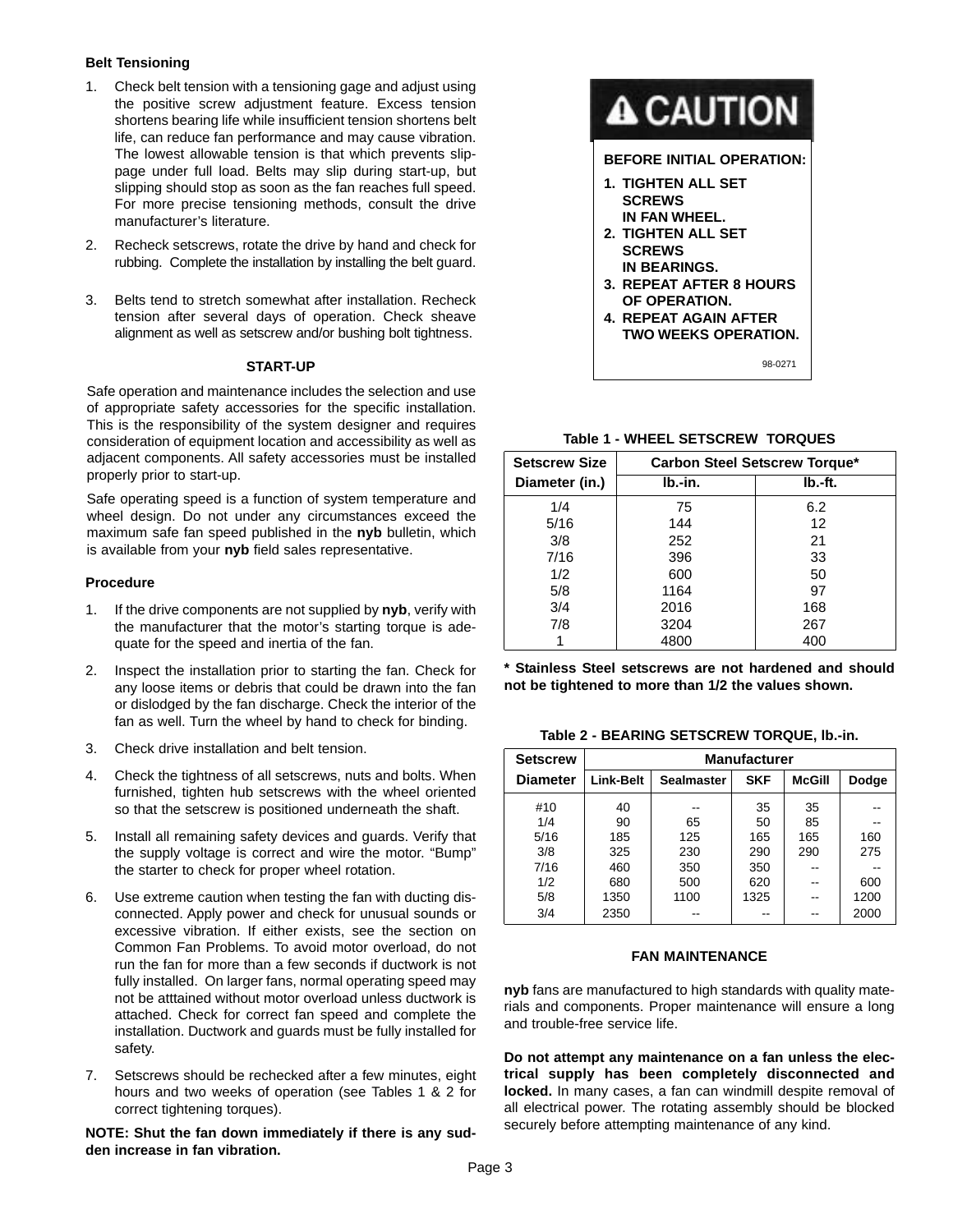### Belt Tensioning

1. Check belt tension with a tensioning gage and adjust using the positive screw adjustment feature. Excess tension shortens bearing life while insufficient tension shortens belt life, can reduce fan performance and may cause vibration. The lowest allowable tension is that which prevents slippage under full load. Belts may slip during start-up, but slipping should stop as soon as the fan reaches full speed. For more precise tensioning methods, consult the drive manufacturer's literature.
2. Recheck setscrews, rotate the drive by hand and check for rubbing. Complete the installation by installing the belt guard.
3. Belts tend to stretch somewhat after installation. Recheck tension after several days of operation. Check sheave alignment as well as setscrew and/or bushing bolt tightness.

## START-UP

Safe operation and maintenance includes the selection and use of appropriate safety accessories for the specific installation. This is the responsibility of the system designer and requires consideration of equipment location and accessibility as well as adjacent components. All safety accessories must be installed properly prior to start-up.

Safe operating speed is a function of system temperature and wheel design. Do not under any circumstances exceed the maximum safe fan speed published in the **nyb** bulletin, which is available from your **nyb** field sales representative.

### Procedure

1. If the drive components are not supplied by **nyb**, verify with the manufacturer that the motor's starting torque is adequate for the speed and inertia of the fan.
2. Inspect the installation prior to starting the fan. Check for any loose items or debris that could be drawn into the fan or dislodged by the fan discharge. Check the interior of the fan as well. Turn the wheel by hand to check for binding.
3. Check drive installation and belt tension.
4. Check the tightness of all setscrews, nuts and bolts. When furnished, tighten hub setscrews with the wheel oriented so that the setscrew is positioned underneath the shaft.
5. Install all remaining safety devices and guards. Verify that the supply voltage is correct and wire the motor. "Bump" the starter to check for proper wheel rotation.
6. Use extreme caution when testing the fan with ducting disconnected. Apply power and check for unusual sounds or excessive vibration. If either exists, see the section on Common Fan Problems. To avoid motor overload, do not run the fan for more than a few seconds if ductwork is not fully installed. On larger fans, normal operating speed may not be atttained without motor overload unless ductwork is attached. Check for correct fan speed and complete the installation. Ductwork and guards must be fully installed for safety.
7. Setscrews should be rechecked after a few minutes, eight hours and two weeks of operation (see Tables 1 & 2 for correct tightening torques).

**NOTE: Shut the fan down immediately if there is any sudden increase in fan vibration.**

**⚠ CAUTION**

**BEFORE INITIAL OPERATION:**

1. **TIGHTEN ALL SET SCREWS IN FAN WHEEL.**
2. **TIGHTEN ALL SET SCREWS IN BEARINGS.**
3. **REPEAT AFTER 8 HOURS OF OPERATION.**
4. **REPEAT AGAIN AFTER TWO WEEKS OPERATION.**

98-0271

**Table 1 - WHEEL SETSCREW TORQUES**

| Setscrew Size | Carbon Steel Setscrew Torque* | |
|---|---|---|
| Diameter (in.) | lb.-in. | lb.-ft. |
| 1/4 | 75 | 6.2 |
| 5/16 | 144 | 12 |
| 3/8 | 252 | 21 |
| 7/16 | 396 | 33 |
| 1/2 | 600 | 50 |
| 5/8 | 1164 | 97 |
| 3/4 | 2016 | 168 |
| 7/8 | 3204 | 267 |
| 1 | 4800 | 400 |

**\* Stainless Steel setscrews are not hardened and should not be tightened to more than 1/2 the values shown.**

**Table 2 - BEARING SETSCREW TORQUE, lb.-in.**

| Setscrew | Manufacturer | | | | |
|---|---|---|---|---|---|
| Diameter | Link-Belt | Sealmaster | SKF | McGill | Dodge |
| #10 | 40 | -- | 35 | 35 | -- |
| 1/4 | 90 | 65 | 50 | 85 | -- |
| 5/16 | 185 | 125 | 165 | 165 | 160 |
| 3/8 | 325 | 230 | 290 | 290 | 275 |
| 7/16 | 460 | 350 | 350 | -- | -- |
| 1/2 | 680 | 500 | 620 | -- | 600 |
| 5/8 | 1350 | 1100 | 1325 | -- | 1200 |
| 3/4 | 2350 | -- | -- | -- | 2000 |

## FAN MAINTENANCE

**nyb** fans are manufactured to high standards with quality materials and components. Proper maintenance will ensure a long and trouble-free service life.

**Do not attempt any maintenance on a fan unless the electrical supply has been completely disconnected and locked.** In many cases, a fan can windmill despite removal of all electrical power. The rotating assembly should be blocked securely before attempting maintenance of any kind.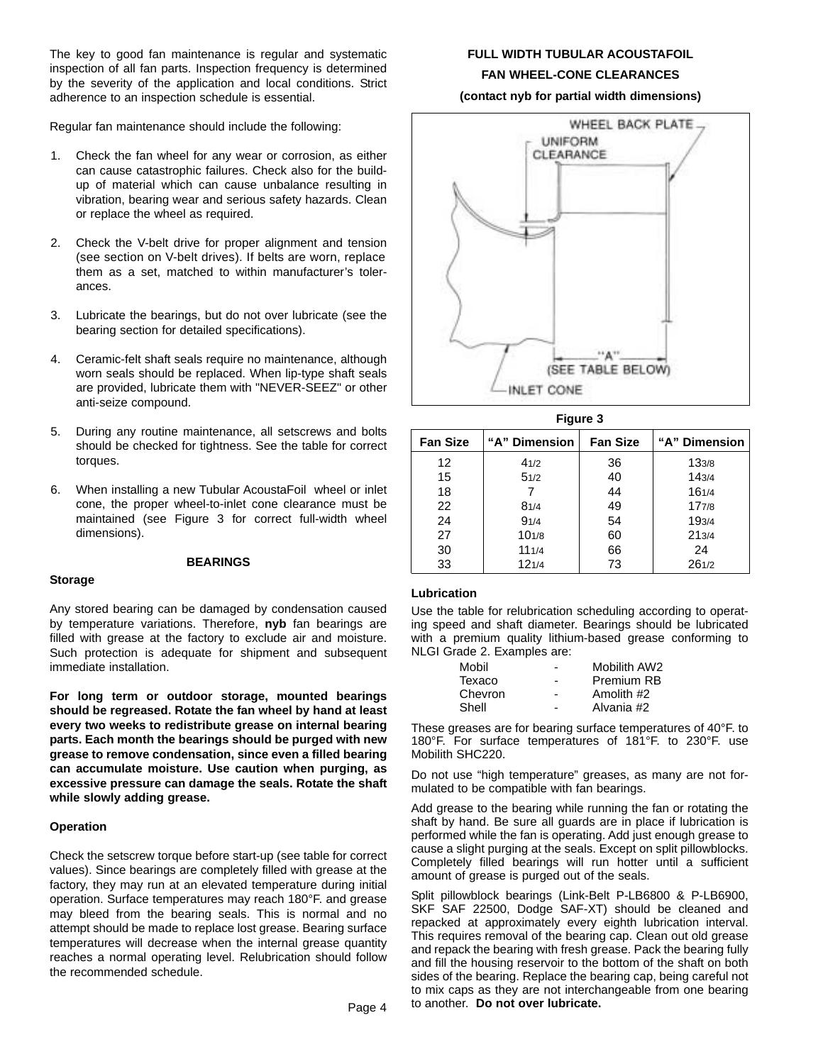The key to good fan maintenance is regular and systematic inspection of all fan parts. Inspection frequency is determined by the severity of the application and local conditions. Strict adherence to an inspection schedule is essential.

Regular fan maintenance should include the following:

1. Check the fan wheel for any wear or corrosion, as either can cause catastrophic failures. Check also for the build-up of material which can cause unbalance resulting in vibration, bearing wear and serious safety hazards. Clean or replace the wheel as required.

2. Check the V-belt drive for proper alignment and tension (see section on V-belt drives). If belts are worn, replace them as a set, matched to within manufacturer's tolerances.

3. Lubricate the bearings, but do not over lubricate (see the bearing section for detailed specifications).

4. Ceramic-felt shaft seals require no maintenance, although worn seals should be replaced. When lip-type shaft seals are provided, lubricate them with "NEVER-SEEZ" or other anti-seize compound.

5. During any routine maintenance, all setscrews and bolts should be checked for tightness. See the table for correct torques.

6. When installing a new Tubular AcoustaFoil wheel or inlet cone, the proper wheel-to-inlet cone clearance must be maintained (see Figure 3 for correct full-width wheel dimensions).

## BEARINGS

### Storage

Any stored bearing can be damaged by condensation caused by temperature variations. Therefore, **nyb** fan bearings are filled with grease at the factory to exclude air and moisture. Such protection is adequate for shipment and subsequent immediate installation.

**For long term or outdoor storage, mounted bearings should be regreased. Rotate the fan wheel by hand at least every two weeks to redistribute grease on internal bearing parts. Each month the bearings should be purged with new grease to remove condensation, since even a filled bearing can accumulate moisture. Use caution when purging, as excessive pressure can damage the seals. Rotate the shaft while slowly adding grease.**

### Operation

Check the setscrew torque before start-up (see table for correct values). Since bearings are completely filled with grease at the factory, they may run at an elevated temperature during initial operation. Surface temperatures may reach 180°F. and grease may bleed from the bearing seals. This is normal and no attempt should be made to replace lost grease. Bearing surface temperatures will decrease when the internal grease quantity reaches a normal operating level. Relubrication should follow the recommended schedule.

**FULL WIDTH TUBULAR ACOUSTAFOIL**

**FAN WHEEL-CONE CLEARANCES**

**(contact nyb for partial width dimensions)**

WHEEL BACK PLATE
UNIFORM CLEARANCE
"A" (SEE TABLE BELOW)
INLET CONE

**Figure 3**

| Fan Size | "A" Dimension | Fan Size | "A" Dimension |
|---|---|---|---|
| 12 | 4 1/2 | 36 | 13 3/8 |
| 15 | 5 1/2 | 40 | 14 3/4 |
| 18 | 7 | 44 | 16 1/4 |
| 22 | 8 1/4 | 49 | 17 7/8 |
| 24 | 9 1/4 | 54 | 19 3/4 |
| 27 | 10 1/8 | 60 | 21 3/4 |
| 30 | 11 1/4 | 66 | 24 |
| 33 | 12 1/4 | 73 | 26 1/2 |

### Lubrication

Use the table for relubrication scheduling according to operating speed and shaft diameter. Bearings should be lubricated with a premium quality lithium-based grease conforming to NLGI Grade 2. Examples are:

| | | |
|---|---|---|
| Mobil | - | Mobilith AW2 |
| Texaco | - | Premium RB |
| Chevron | - | Amolith #2 |
| Shell | - | Alvania #2 |

These greases are for bearing surface temperatures of 40°F. to 180°F. For surface temperatures of 181°F. to 230°F. use Mobilith SHC220.

Do not use "high temperature" greases, as many are not formulated to be compatible with fan bearings.

Add grease to the bearing while running the fan or rotating the shaft by hand. Be sure all guards are in place if lubrication is performed while the fan is operating. Add just enough grease to cause a slight purging at the seals. Except on split pillowblocks. Completely filled bearings will run hotter until a sufficient amount of grease is purged out of the seals.

Split pillowblock bearings (Link-Belt P-LB6800 & P-LB6900, SKF SAF 22500, Dodge SAF-XT) should be cleaned and repacked at approximately every eighth lubrication interval. This requires removal of the bearing cap. Clean out old grease and repack the bearing with fresh grease. Pack the bearing fully and fill the housing reservoir to the bottom of the shaft on both sides of the bearing. Replace the bearing cap, being careful not to mix caps as they are not interchangeable from one bearing to another. **Do not over lubricate.**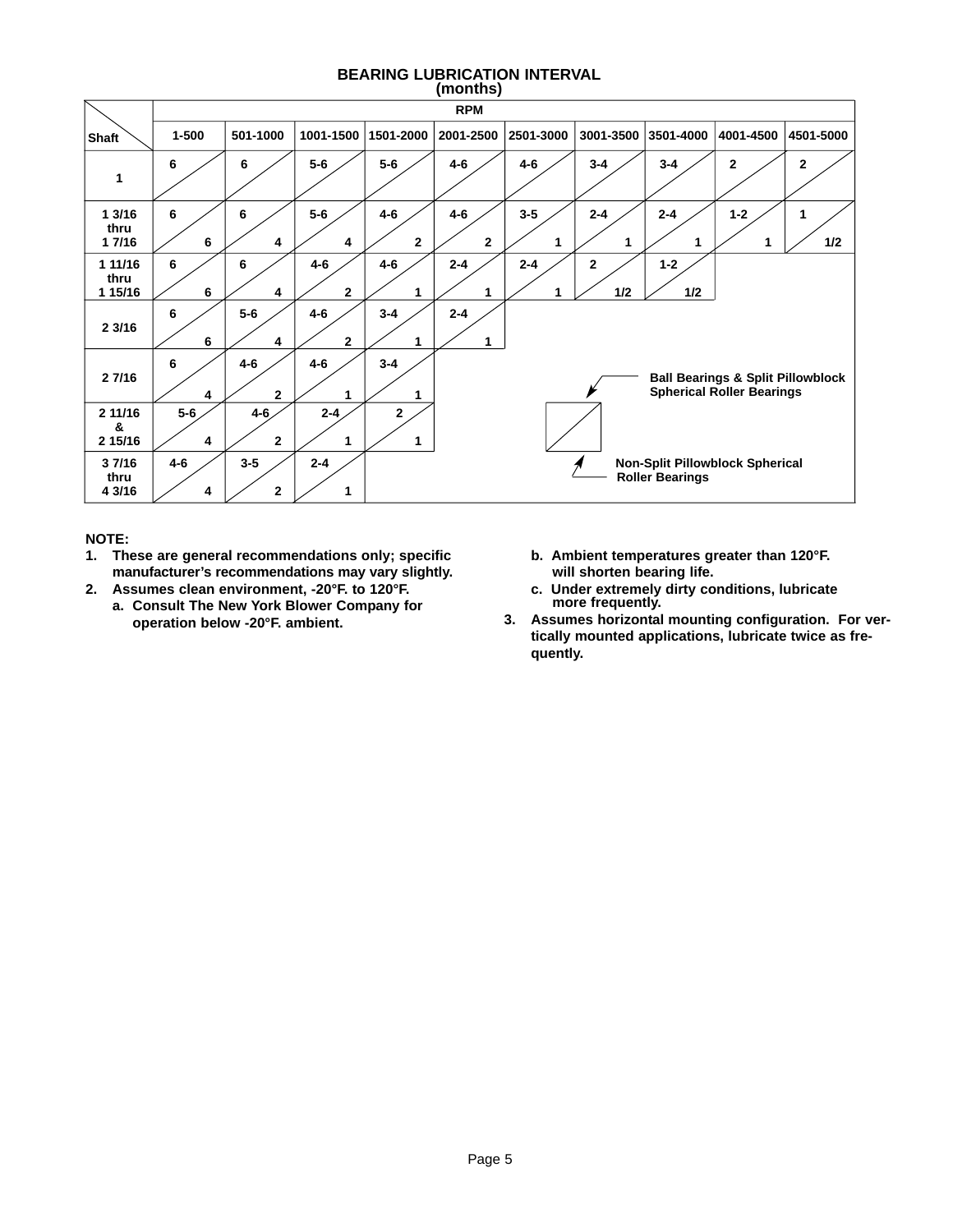## BEARING LUBRICATION INTERVAL
### (months)

Each cell shows two values separated by a diagonal: the upper-left value is for Ball Bearings & Split Pillowblock Spherical Roller Bearings; the lower-right value is for Non-Split Pillowblock Spherical Roller Bearings.

| Shaft \ RPM | 1-500 | 501-1000 | 1001-1500 | 1501-2000 | 2001-2500 | 2501-3000 | 3001-3500 | 3501-4000 | 4001-4500 | 4501-5000 |
|---|---|---|---|---|---|---|---|---|---|---|
| 1 | 6 / | 6 / | 5-6 / | 5-6 / | 4-6 / | 4-6 / | 3-4 / | 3-4 / | 2 / | 2 / |
| 1 3/16 thru 1 7/16 | 6 / 6 | 6 / 4 | 5-6 / 4 | 4-6 / 2 | 4-6 / 2 | 3-5 / 1 | 2-4 / 1 | 2-4 / 1 | 1-2 / 1 | 1 / 1/2 |
| 1 11/16 thru 1 15/16 | 6 / 6 | 6 / 4 | 4-6 / 2 | 4-6 / 1 | 2-4 / 1 | 2-4 / 1 | 2 / 1/2 | 1-2 / 1/2 | | |
| 2 3/16 | 6 / 6 | 5-6 / 4 | 4-6 / 2 | 3-4 / 1 | 2-4 / 1 | | | | | |
| 2 7/16 | 6 / 4 | 4-6 / 2 | 4-6 / 1 | 3-4 / 1 | | | | | | |
| 2 11/16 & 2 15/16 | 5-6 / 4 | 4-6 / 2 | 2-4 / 1 | 2 / 1 | | | | | | |
| 3 7/16 thru 4 3/16 | 4-6 / 4 | 3-5 / 2 | 2-4 / 1 | | | | | | | |

Legend: upper value — Ball Bearings & Split Pillowblock Spherical Roller Bearings; lower value — Non-Split Pillowblock Spherical Roller Bearings

**NOTE:**

1. These are general recommendations only; specific manufacturer's recommendations may vary slightly.
2. Assumes clean environment, -20°F. to 120°F.
   a. Consult The New York Blower Company for operation below -20°F. ambient.
   b. Ambient temperatures greater than 120°F. will shorten bearing life.
   c. Under extremely dirty conditions, lubricate more frequently.
3. Assumes horizontal mounting configuration. For vertically mounted applications, lubricate twice as frequently.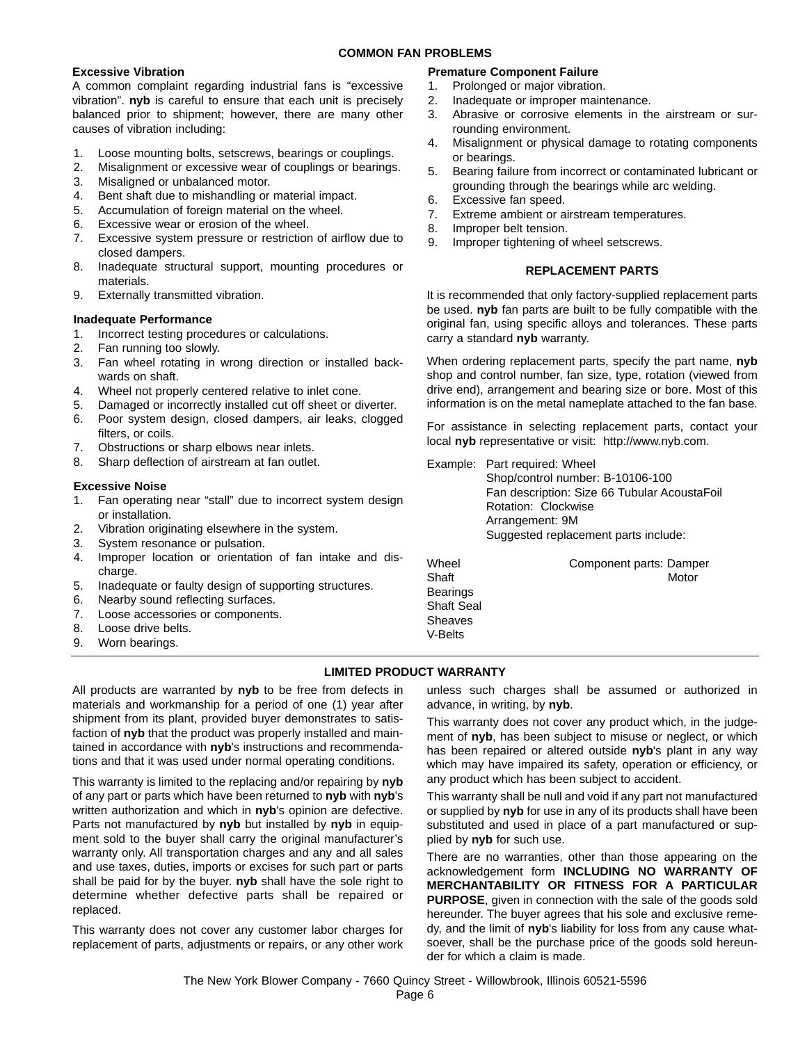## COMMON FAN PROBLEMS

### Excessive Vibration

A common complaint regarding industrial fans is "excessive vibration". **nyb** is careful to ensure that each unit is precisely balanced prior to shipment; however, there are many other causes of vibration including:

1. Loose mounting bolts, setscrews, bearings or couplings.
2. Misalignment or excessive wear of couplings or bearings.
3. Misaligned or unbalanced motor.
4. Bent shaft due to mishandling or material impact.
5. Accumulation of foreign material on the wheel.
6. Excessive wear or erosion of the wheel.
7. Excessive system pressure or restriction of airflow due to closed dampers.
8. Inadequate structural support, mounting procedures or materials.
9. Externally transmitted vibration.

### Inadequate Performance

1. Incorrect testing procedures or calculations.
2. Fan running too slowly.
3. Fan wheel rotating in wrong direction or installed backwards on shaft.
4. Wheel not properly centered relative to inlet cone.
5. Damaged or incorrectly installed cut off sheet or diverter.
6. Poor system design, closed dampers, air leaks, clogged filters, or coils.
7. Obstructions or sharp elbows near inlets.
8. Sharp deflection of airstream at fan outlet.

### Excessive Noise

1. Fan operating near "stall" due to incorrect system design or installation.
2. Vibration originating elsewhere in the system.
3. System resonance or pulsation.
4. Improper location or orientation of fan intake and discharge.
5. Inadequate or faulty design of supporting structures.
6. Nearby sound reflecting surfaces.
7. Loose accessories or components.
8. Loose drive belts.
9. Worn bearings.

### Premature Component Failure

1. Prolonged or major vibration.
2. Inadequate or improper maintenance.
3. Abrasive or corrosive elements in the airstream or surrounding environment.
4. Misalignment or physical damage to rotating components or bearings.
5. Bearing failure from incorrect or contaminated lubricant or grounding through the bearings while arc welding.
6. Excessive fan speed.
7. Extreme ambient or airstream temperatures.
8. Improper belt tension.
9. Improper tightening of wheel setscrews.

## REPLACEMENT PARTS

It is recommended that only factory-supplied replacement parts be used. **nyb** fan parts are built to be fully compatible with the original fan, using specific alloys and tolerances. These parts carry a standard **nyb** warranty.

When ordering replacement parts, specify the part name, **nyb** shop and control number, fan size, type, rotation (viewed from drive end), arrangement and bearing size or bore. Most of this information is on the metal nameplate attached to the fan base.

For assistance in selecting replacement parts, contact your local **nyb** representative or visit: http://www.nyb.com.

Example: Part required: Wheel
Shop/control number: B-10106-100
Fan description: Size 66 Tubular AcoustaFoil
Rotation: Clockwise
Arrangement: 9M
Suggested replacement parts include:

| | |
|---|---|
| Wheel | Component parts: Damper |
| Shaft | Motor |
| Bearings | |
| Shaft Seal | |
| Sheaves | |
| V-Belts | |

## LIMITED PRODUCT WARRANTY

All products are warranted by **nyb** to be free from defects in materials and workmanship for a period of one (1) year after shipment from its plant, provided buyer demonstrates to satisfaction of **nyb** that the product was properly installed and maintained in accordance with **nyb**'s instructions and recommendations and that it was used under normal operating conditions.

This warranty is limited to the replacing and/or repairing by **nyb** of any part or parts which have been returned to **nyb** with **nyb**'s written authorization and which in **nyb**'s opinion are defective. Parts not manufactured by **nyb** but installed by **nyb** in equipment sold to the buyer shall carry the original manufacturer's warranty only. All transportation charges and any and all sales and use taxes, duties, imports or excises for such part or parts shall be paid for by the buyer. **nyb** shall have the sole right to determine whether defective parts shall be repaired or replaced.

This warranty does not cover any customer labor charges for replacement of parts, adjustments or repairs, or any other work unless such charges shall be assumed or authorized in advance, in writing, by **nyb**.

This warranty does not cover any product which, in the judgement of **nyb**, has been subject to misuse or neglect, or which has been repaired or altered outside **nyb**'s plant in any way which may have impaired its safety, operation or efficiency, or any product which has been subject to accident.

This warranty shall be null and void if any part not manufactured or supplied by **nyb** for use in any of its products shall have been substituted and used in place of a part manufactured or supplied by **nyb** for such use.

There are no warranties, other than those appearing on the acknowledgement form **INCLUDING NO WARRANTY OF MERCHANTABILITY OR FITNESS FOR A PARTICULAR PURPOSE**, given in connection with the sale of the goods sold hereunder. The buyer agrees that his sole and exclusive remedy, and the limit of **nyb**'s liability for loss from any cause whatsoever, shall be the purchase price of the goods sold hereunder for which a claim is made.

The New York Blower Company - 7660 Quincy Street - Willowbrook, Illinois 60521-5596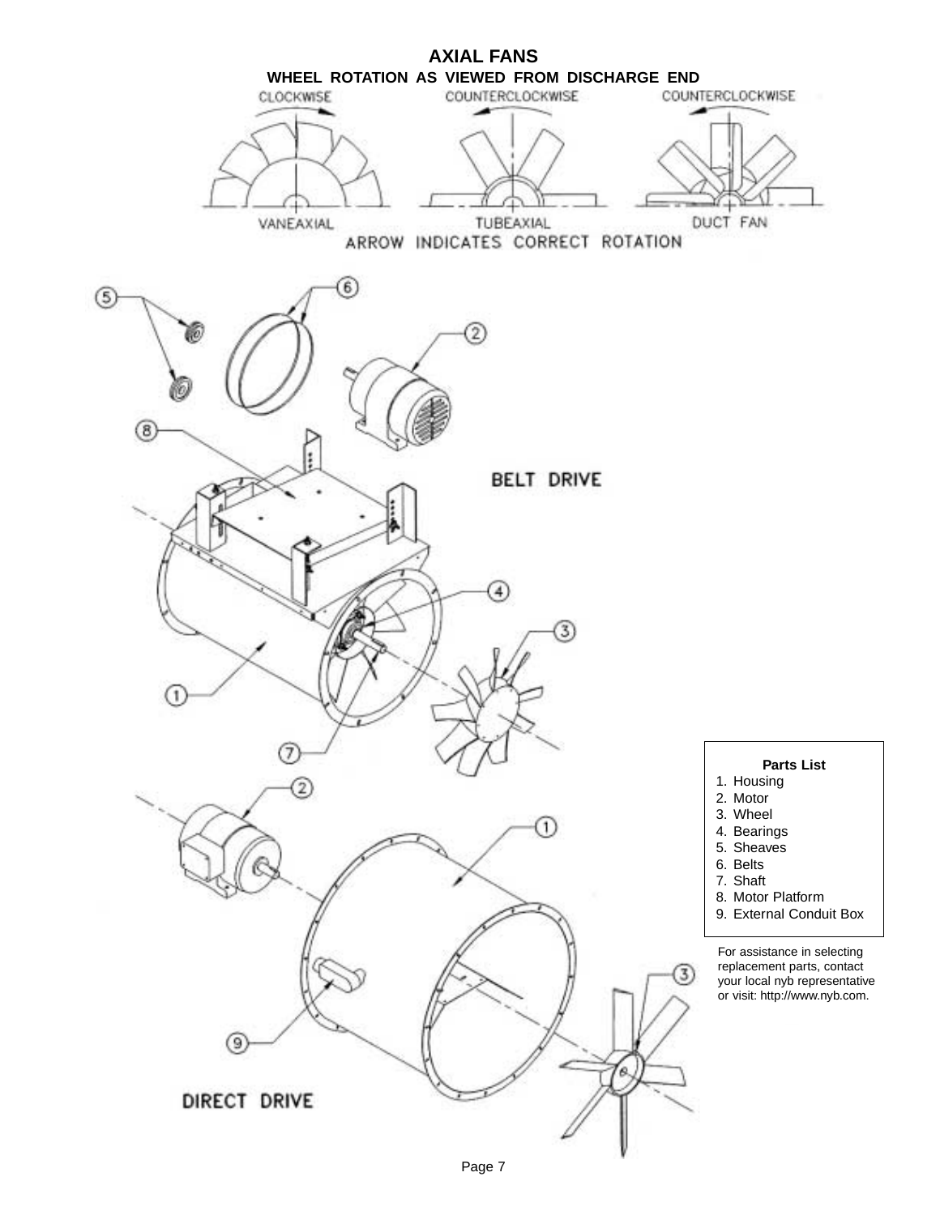# AXIAL FANS

**WHEEL ROTATION AS VIEWED FROM DISCHARGE END**

CLOCKWISE — VANEAXIAL

COUNTERCLOCKWISE — TUBEAXIAL

COUNTERCLOCKWISE — DUCT FAN

ARROW INDICATES CORRECT ROTATION

BELT DRIVE

DIRECT DRIVE

**Parts List**

1. Housing
2. Motor
3. Wheel
4. Bearings
5. Sheaves
6. Belts
7. Shaft
8. Motor Platform
9. External Conduit Box

For assistance in selecting replacement parts, contact your local nyb representative or visit: http://www.nyb.com.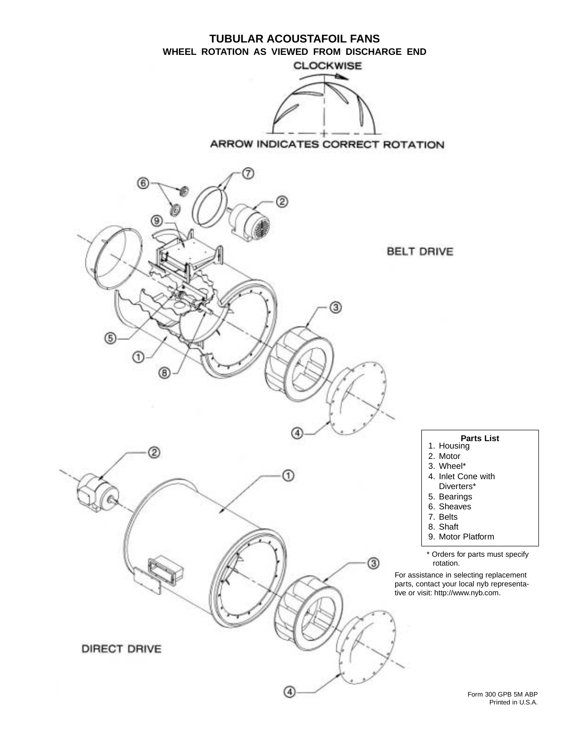## TUBULAR ACOUSTAFOIL FANS

**WHEEL ROTATION AS VIEWED FROM DISCHARGE END**

CLOCKWISE

ARROW INDICATES CORRECT ROTATION

BELT DRIVE

DIRECT DRIVE

**Parts List**

1. Housing
2. Motor
3. Wheel*
4. Inlet Cone with Diverters*
5. Bearings
6. Sheaves
7. Belts
8. Shaft
9. Motor Platform

\* Orders for parts must specify rotation.

For assistance in selecting replacement parts, contact your local nyb representative or visit: http://www.nyb.com.

Form 300 GPB 5M ABP
Printed in U.S.A.